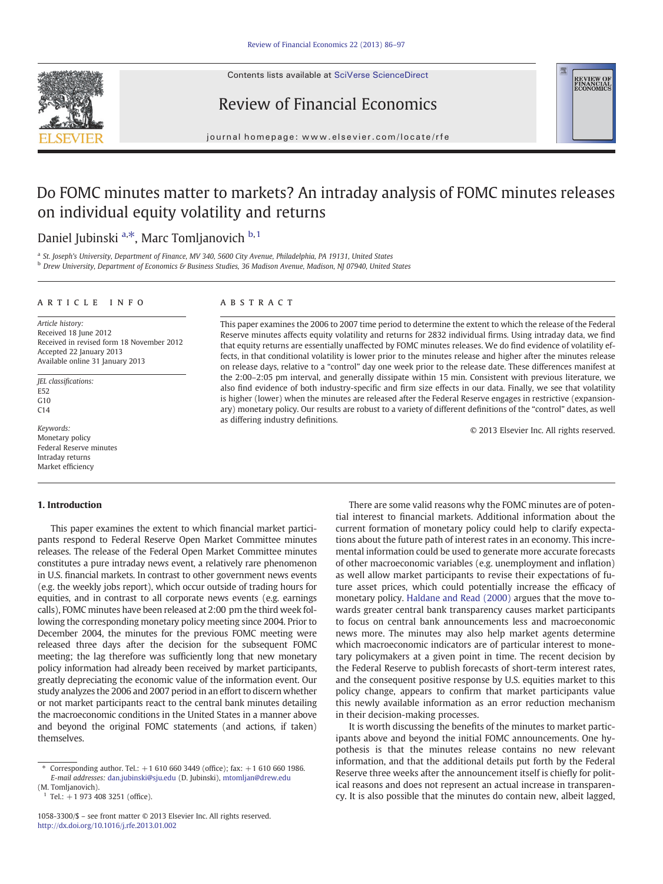# Do FOMC minutes matter to markets? An intraday analysis of FOMC minutes releases on individual equity volatility and returns

Daniel Jubinski [a,*], Marc Tomljanovich [b,1]

[a] St. Joseph's University, Department of Finance, MV 340, 5600 City Avenue, Philadelphia, PA 19131, United States

[b] Drew University, Department of Economics & Business Studies, 36 Madison Avenue, Madison, NJ 07940, United States

## ARTICLE INFO

*Article history:*
Received 18 June 2012
Received in revised form 18 November 2012
Accepted 22 January 2013
Available online 31 January 2013

*JEL classifications:*
E52
G10
C14

*Keywords:*
Monetary policy
Federal Reserve minutes
Intraday returns
Market efficiency

## ABSTRACT

This paper examines the 2006 to 2007 time period to determine the extent to which the release of the Federal Reserve minutes affects equity volatility and returns for 2832 individual firms. Using intraday data, we find that equity returns are essentially unaffected by FOMC minutes releases. We do find evidence of volatility effects, in that conditional volatility is lower prior to the minutes release and higher after the minutes release on release days, relative to a "control" day one week prior to the release date. These differences manifest at the 2:00–2:05 pm interval, and generally dissipate within 15 min. Consistent with previous literature, we also find evidence of both industry-specific and firm size effects in our data. Finally, we see that volatility is higher (lower) when the minutes are released after the Federal Reserve engages in restrictive (expansionary) monetary policy. Our results are robust to a variety of different definitions of the "control" dates, as well as differing industry definitions.

© 2013 Elsevier Inc. All rights reserved.

## 1. Introduction

This paper examines the extent to which financial market participants respond to Federal Reserve Open Market Committee minutes releases. The release of the Federal Open Market Committee minutes constitutes a pure intraday news event, a relatively rare phenomenon in U.S. financial markets. In contrast to other government news events (e.g. the weekly jobs report), which occur outside of trading hours for equities, and in contrast to all corporate news events (e.g. earnings calls), FOMC minutes have been released at 2:00 pm the third week following the corresponding monetary policy meeting since 2004. Prior to December 2004, the minutes for the previous FOMC meeting were released three days after the decision for the subsequent FOMC meeting; the lag therefore was sufficiently long that new monetary policy information had already been received by market participants, greatly depreciating the economic value of the information event. Our study analyzes the 2006 and 2007 period in an effort to discern whether or not market participants react to the central bank minutes detailing the macroeconomic conditions in the United States in a manner above and beyond the original FOMC statements (and actions, if taken) themselves.

There are some valid reasons why the FOMC minutes are of potential interest to financial markets. Additional information about the current formation of monetary policy could help to clarify expectations about the future path of interest rates in an economy. This incremental information could be used to generate more accurate forecasts of other macroeconomic variables (e.g. unemployment and inflation) as well allow market participants to revise their expectations of future asset prices, which could potentially increase the efficacy of monetary policy. Haldane and Read (2000) argues that the move towards greater central bank transparency causes market participants to focus on central bank announcements less and macroeconomic news more. The minutes may also help market agents determine which macroeconomic indicators are of particular interest to monetary policymakers at a given point in time. The recent decision by the Federal Reserve to publish forecasts of short-term interest rates, and the consequent positive response by U.S. equities market to this policy change, appears to confirm that market participants value this newly available information as an error reduction mechanism in their decision-making processes.

It is worth discussing the benefits of the minutes to market participants above and beyond the initial FOMC announcements. One hypothesis is that the minutes release contains no new relevant information, and that the additional details put forth by the Federal Reserve three weeks after the announcement itself is chiefly for political reasons and does not represent an actual increase in transparency. It is also possible that the minutes do contain new, albeit lagged,

---

\* Corresponding author. Tel.: +1 610 660 3449 (office); fax: +1 610 660 1986.
*E-mail addresses:* dan.jubinski@sju.edu (D. Jubinski), mtomljan@drew.edu (M. Tomljanovich).

[1] Tel.: +1 973 408 3251 (office).

1058-3300/$ – see front matter © 2013 Elsevier Inc. All rights reserved.
http://dx.doi.org/10.1016/j.rfe.2013.01.002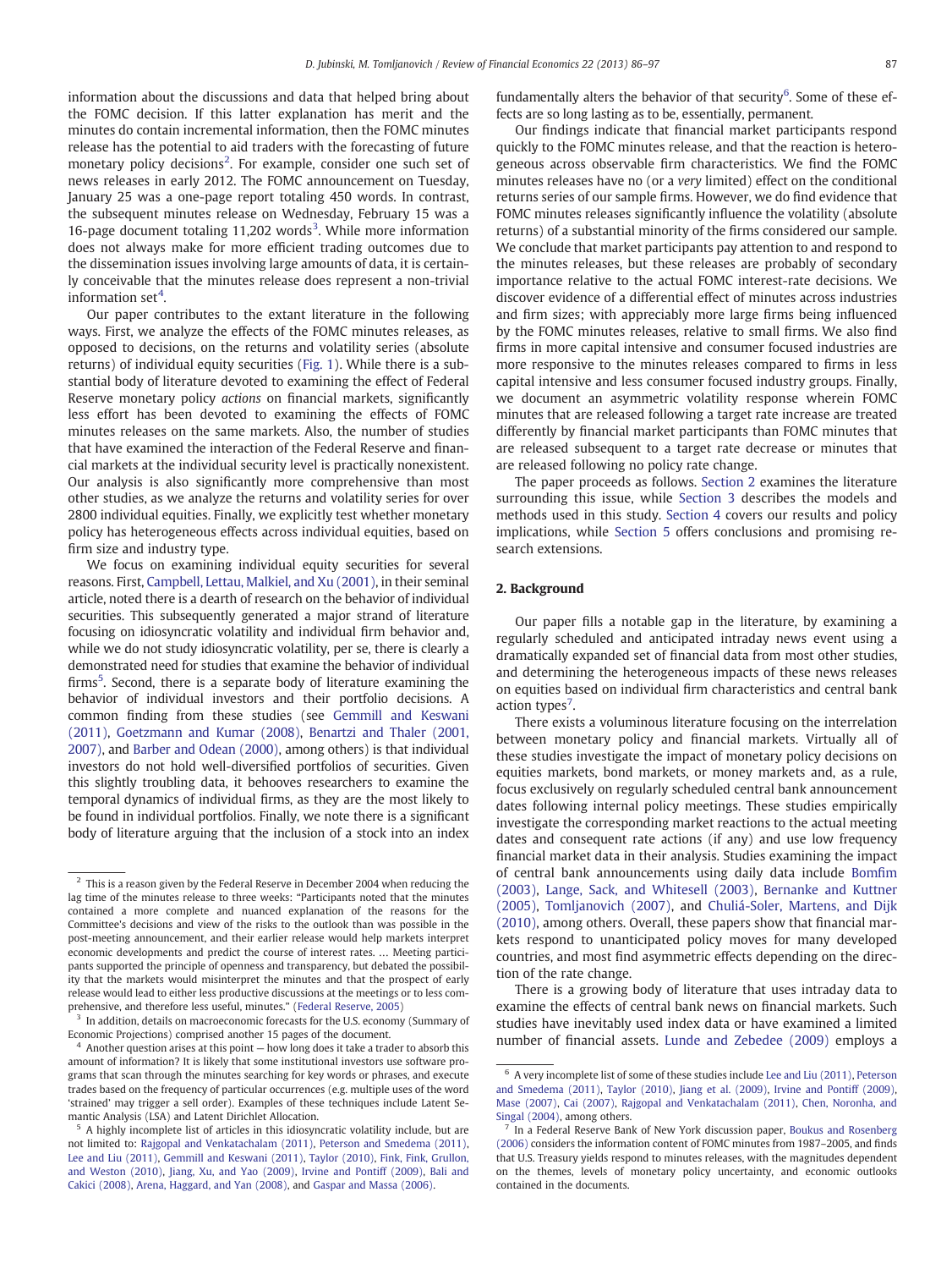information about the discussions and data that helped bring about the FOMC decision. If this latter explanation has merit and the minutes do contain incremental information, then the FOMC minutes release has the potential to aid traders with the forecasting of future monetary policy decisions[2]. For example, consider one such set of news releases in early 2012. The FOMC announcement on Tuesday, January 25 was a one-page report totaling 450 words. In contrast, the subsequent minutes release on Wednesday, February 15 was a 16-page document totaling 11,202 words[3]. While more information does not always make for more efficient trading outcomes due to the dissemination issues involving large amounts of data, it is certainly conceivable that the minutes release does represent a non-trivial information set[4].

Our paper contributes to the extant literature in the following ways. First, we analyze the effects of the FOMC minutes releases, as opposed to decisions, on the returns and volatility series (absolute returns) of individual equity securities (Fig. 1). While there is a substantial body of literature devoted to examining the effect of Federal Reserve monetary policy *actions* on financial markets, significantly less effort has been devoted to examining the effects of FOMC minutes releases on the same markets. Also, the number of studies that have examined the interaction of the Federal Reserve and financial markets at the individual security level is practically nonexistent. Our analysis is also significantly more comprehensive than most other studies, as we analyze the returns and volatility series for over 2800 individual equities. Finally, we explicitly test whether monetary policy has heterogeneous effects across individual equities, based on firm size and industry type.

We focus on examining individual equity securities for several reasons. First, Campbell, Lettau, Malkiel, and Xu (2001), in their seminal article, noted there is a dearth of research on the behavior of individual securities. This subsequently generated a major strand of literature focusing on idiosyncratic volatility and individual firm behavior and, while we do not study idiosyncratic volatility, per se, there is clearly a demonstrated need for studies that examine the behavior of individual firms[5]. Second, there is a separate body of literature examining the behavior of individual investors and their portfolio decisions. A common finding from these studies (see Gemmill and Keswani (2011), Goetzmann and Kumar (2008), Benartzi and Thaler (2001, 2007), and Barber and Odean (2000), among others) is that individual investors do not hold well-diversified portfolios of securities. Given this slightly troubling data, it behooves researchers to examine the temporal dynamics of individual firms, as they are the most likely to be found in individual portfolios. Finally, we note there is a significant body of literature arguing that the inclusion of a stock into an index fundamentally alters the behavior of that security[6]. Some of these effects are so long lasting as to be, essentially, permanent.

Our findings indicate that financial market participants respond quickly to the FOMC minutes release, and that the reaction is heterogeneous across observable firm characteristics. We find the FOMC minutes releases have no (or a *very* limited) effect on the conditional returns series of our sample firms. However, we do find evidence that FOMC minutes releases significantly influence the volatility (absolute returns) of a substantial minority of the firms considered our sample. We conclude that market participants pay attention to and respond to the minutes releases, but these releases are probably of secondary importance relative to the actual FOMC interest-rate decisions. We discover evidence of a differential effect of minutes across industries and firm sizes; with appreciably more large firms being influenced by the FOMC minutes releases, relative to small firms. We also find firms in more capital intensive and consumer focused industries are more responsive to the minutes releases compared to firms in less capital intensive and less consumer focused industry groups. Finally, we document an asymmetric volatility response wherein FOMC minutes that are released following a target rate increase are treated differently by financial market participants than FOMC minutes that are released subsequent to a target rate decrease or minutes that are released following no policy rate change.

The paper proceeds as follows. Section 2 examines the literature surrounding this issue, while Section 3 describes the models and methods used in this study. Section 4 covers our results and policy implications, while Section 5 offers conclusions and promising research extensions.

## 2. Background

Our paper fills a notable gap in the literature, by examining a regularly scheduled and anticipated intraday news event using a dramatically expanded set of financial data from most other studies, and determining the heterogeneous impacts of these news releases on equities based on individual firm characteristics and central bank action types[7].

There exists a voluminous literature focusing on the interrelation between monetary policy and financial markets. Virtually all of these studies investigate the impact of monetary policy decisions on equities markets, bond markets, or money markets and, as a rule, focus exclusively on regularly scheduled central bank announcement dates following internal policy meetings. These studies empirically investigate the corresponding market reactions to the actual meeting dates and consequent rate actions (if any) and use low frequency financial market data in their analysis. Studies examining the impact of central bank announcements using daily data include Bomfim (2003), Lange, Sack, and Whitesell (2003), Bernanke and Kuttner (2005), Tomljanovich (2007), and Chuliá-Soler, Martens, and Dijk (2010), among others. Overall, these papers show that financial markets respond to unanticipated policy moves for many developed countries, and most find asymmetric effects depending on the direction of the rate change.

There is a growing body of literature that uses intraday data to examine the effects of central bank news on financial markets. Such studies have inevitably used index data or have examined a limited number of financial assets. Lunde and Zebedee (2009) employs a

---

[2] This is a reason given by the Federal Reserve in December 2004 when reducing the lag time of the minutes release to three weeks: "Participants noted that the minutes contained a more complete and nuanced explanation of the reasons for the Committee's decisions and view of the risks to the outlook than was possible in the post-meeting announcement, and their earlier release would help markets interpret economic developments and predict the course of interest rates. … Meeting participants supported the principle of openness and transparency, but debated the possibility that the markets would misinterpret the minutes and that the prospect of early release would lead to either less productive discussions at the meetings or to less comprehensive, and therefore less useful, minutes." (Federal Reserve, 2005)

[3] In addition, details on macroeconomic forecasts for the U.S. economy (Summary of Economic Projections) comprised another 15 pages of the document.

[4] Another question arises at this point — how long does it take a trader to absorb this amount of information? It is likely that some institutional investors use software programs that scan through the minutes searching for key words or phrases, and execute trades based on the frequency of particular occurrences (e.g. multiple uses of the word 'strained' may trigger a sell order). Examples of these techniques include Latent Semantic Analysis (LSA) and Latent Dirichlet Allocation.

[5] A highly incomplete list of articles in this idiosyncratic volatility include, but are not limited to: Rajgopal and Venkatachalam (2011), Peterson and Smedema (2011), Lee and Liu (2011), Gemmill and Keswani (2011), Taylor (2010), Fink, Fink, Grullon, and Weston (2010), Jiang, Xu, and Yao (2009), Irvine and Pontiff (2009), Bali and Cakici (2008), Arena, Haggard, and Yan (2008), and Gaspar and Massa (2006).

[6] A very incomplete list of some of these studies include Lee and Liu (2011), Peterson and Smedema (2011), Taylor (2010), Jiang et al. (2009), Irvine and Pontiff (2009), Mase (2007), Cai (2007), Rajgopal and Venkatachalam (2011), Chen, Noronha, and Singal (2004), among others.

[7] In a Federal Reserve Bank of New York discussion paper, Boukus and Rosenberg (2006) considers the information content of FOMC minutes from 1987–2005, and finds that U.S. Treasury yields respond to minutes releases, with the magnitudes dependent on the themes, levels of monetary policy uncertainty, and economic outlooks contained in the documents.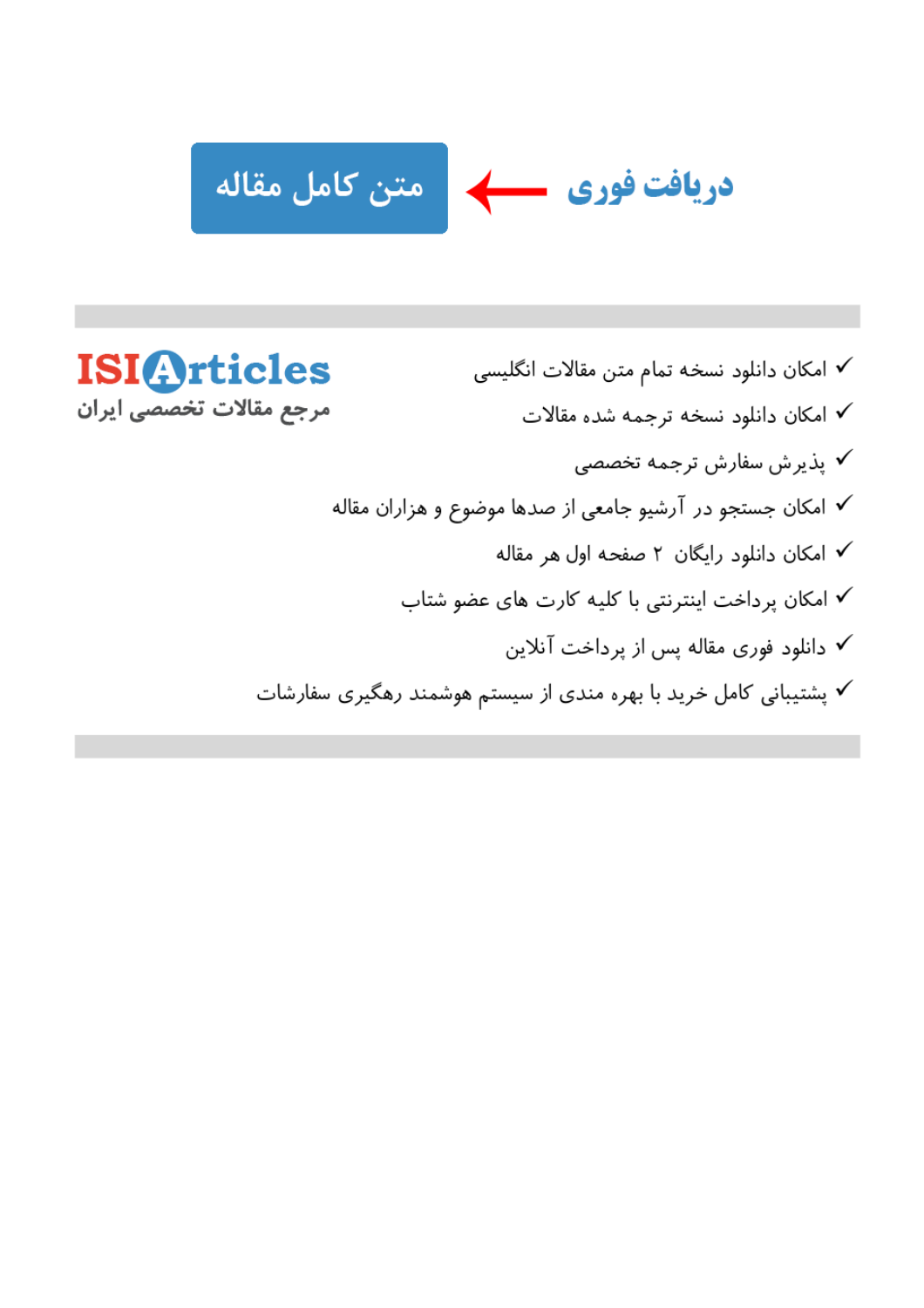دریافت فوری ← متن کامل مقاله

**ISIArticles**
مرجع مقالات تخصصی ایران

- ✓ امکان دانلود نسخه تمام متن مقالات انگلیسی
- ✓ امکان دانلود نسخه ترجمه شده مقالات
- ✓ پذیرش سفارش ترجمه تخصصی
- ✓ امکان جستجو در آرشیو جامعی از صدها موضوع و هزاران مقاله
- ✓ امکان دانلود رایگان ۲ صفحه اول هر مقاله
- ✓ امکان پرداخت اینترنتی با کلیه کارت های عضو شتاب
- ✓ دانلود فوری مقاله پس از پرداخت آنلاین
- ✓ پشتیبانی کامل خرید با بهره مندی از سیستم هوشمند رهگیری سفارشات